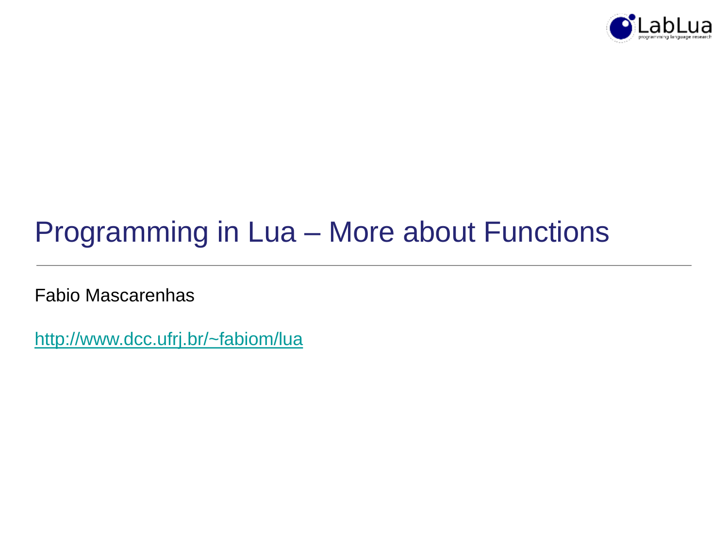# Programming in Lua – More about Functions

Fabio Mascarenhas

[http://www.dcc.ufrj.br/~fabiom/lua](http://www.dcc.ufrj.br/~fabiom/lua)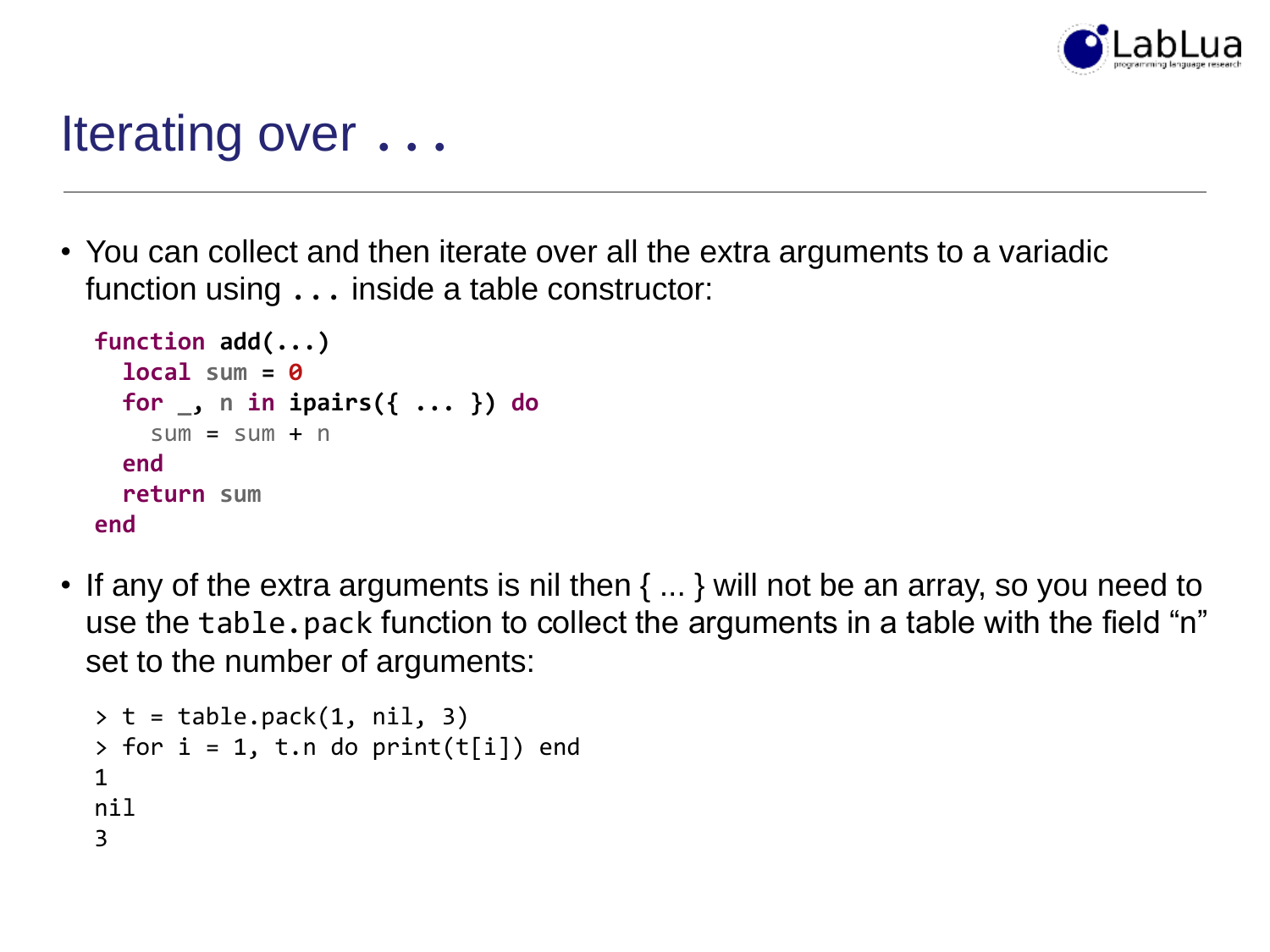# Iterating over ...

- You can collect and then iterate over all the extra arguments to a variadic function using `...` inside a table constructor:

```lua
function add(...)
  local sum = 0
  for _, n in ipairs({ ... }) do
    sum = sum + n
  end
  return sum
end
```

- If any of the extra arguments is nil then { ... } will not be an array, so you need to use the `table.pack` function to collect the arguments in a table with the field "n" set to the number of arguments:

```
> t = table.pack(1, nil, 3)
> for i = 1, t.n do print(t[i]) end
1
nil
3
```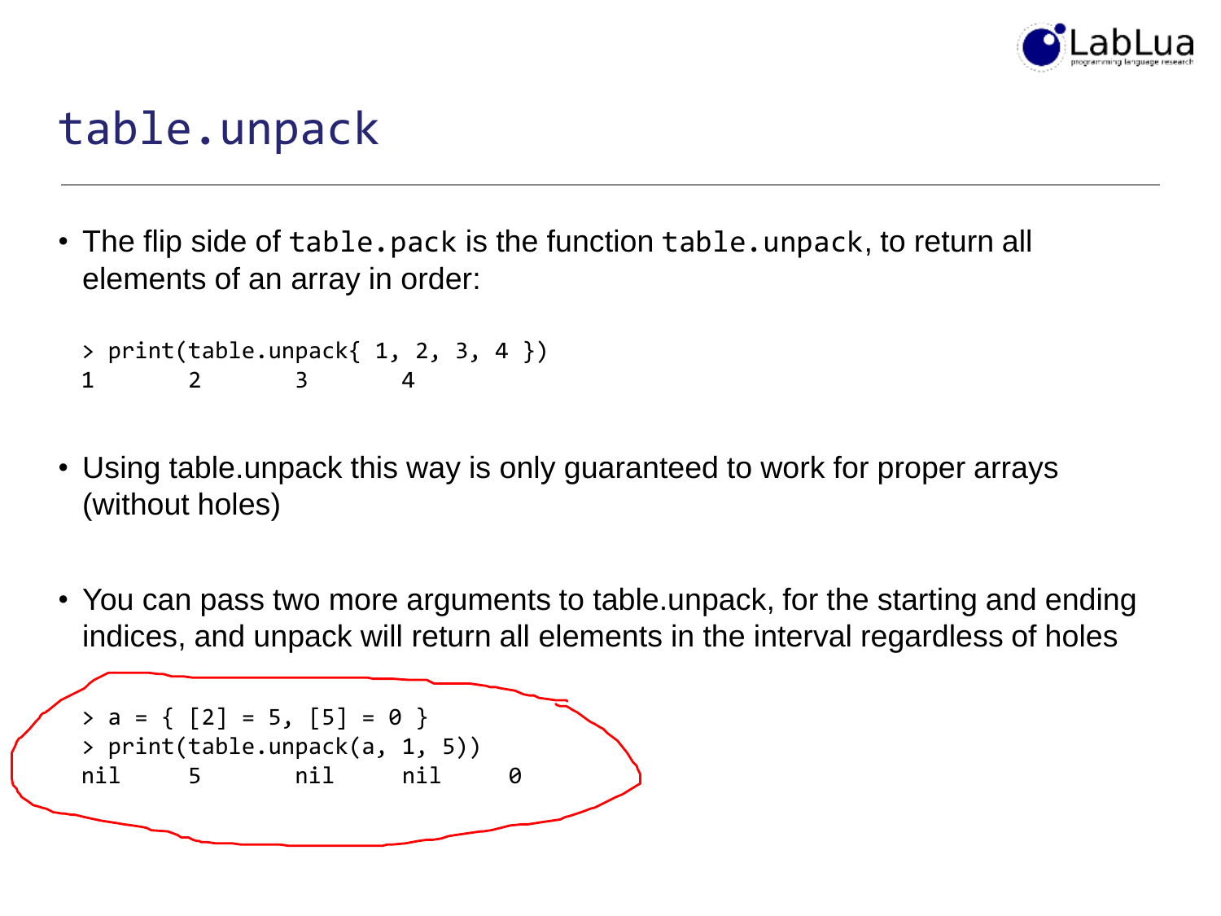# table.unpack

- The flip side of `table.pack` is the function `table.unpack`, to return all elements of an array in order:

```
> print(table.unpack{ 1, 2, 3, 4 })
1       2       3       4
```

- Using table.unpack this way is only guaranteed to work for proper arrays (without holes)

- You can pass two more arguments to table.unpack, for the starting and ending indices, and unpack will return all elements in the interval regardless of holes

```
> a = { [2] = 5, [5] = 0 }
> print(table.unpack(a, 1, 5))
nil     5       nil     nil     0
```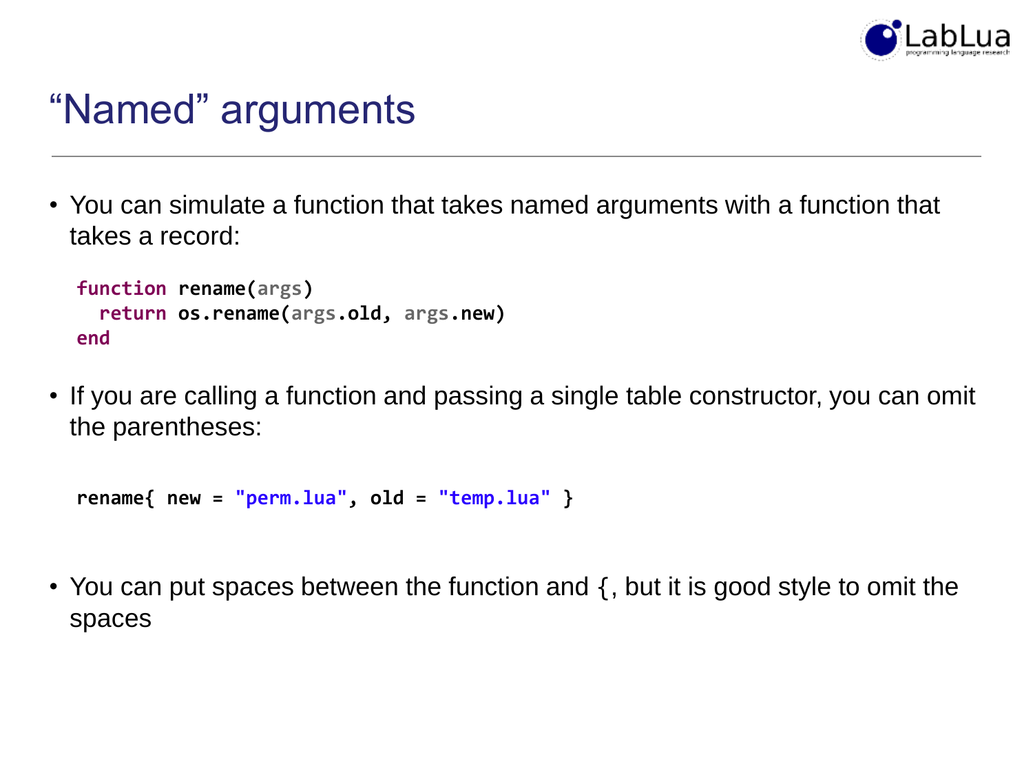# “Named” arguments

- You can simulate a function that takes named arguments with a function that takes a record:

```lua
function rename(args)
  return os.rename(args.old, args.new)
end
```

- If you are calling a function and passing a single table constructor, you can omit the parentheses:

```lua
rename{ new = "perm.lua", old = "temp.lua" }
```

- You can put spaces between the function and `{`, but it is good style to omit the spaces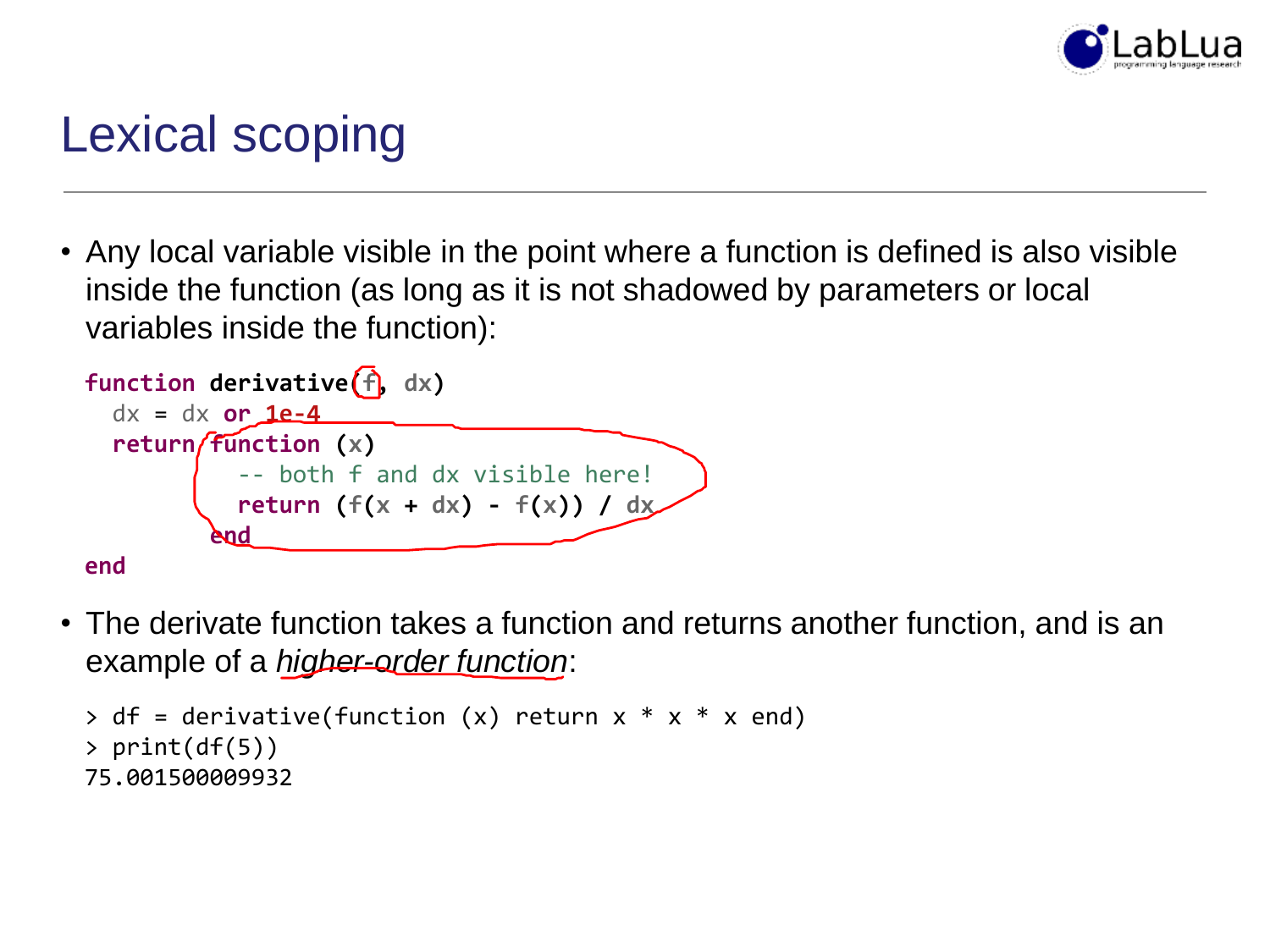# Lexical scoping

- Any local variable visible in the point where a function is defined is also visible inside the function (as long as it is not shadowed by parameters or local variables inside the function):

```
function derivative(f, dx)
  dx = dx or 1e-4
  return function (x)
           -- both f and dx visible here!
           return (f(x + dx) - f(x)) / dx
         end
end
```

- The derivate function takes a function and returns another function, and is an example of a *higher-order function*:

```
> df = derivative(function (x) return x * x * x end)
> print(df(5))
75.001500009932
```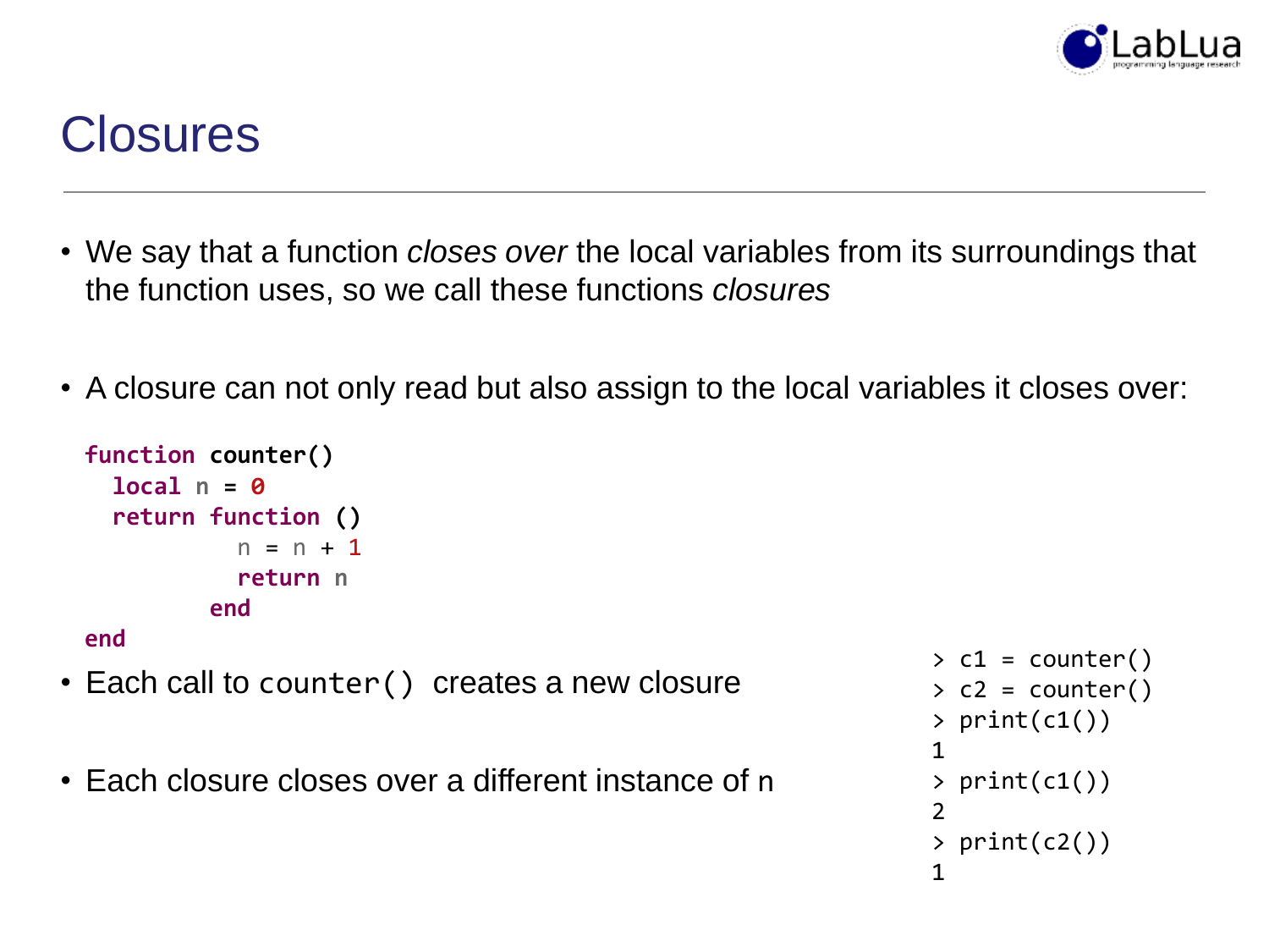# Closures

- We say that a function *closes over* the local variables from its surroundings that the function uses, so we call these functions *closures*

- A closure can not only read but also assign to the local variables it closes over:

```lua
function counter()
  local n = 0
  return function ()
           n = n + 1
           return n
         end
end
```

- Each call to `counter()` creates a new closure

- Each closure closes over a different instance of n

```
> c1 = counter()
> c2 = counter()
> print(c1())
1
> print(c1())
2
> print(c2())
1
```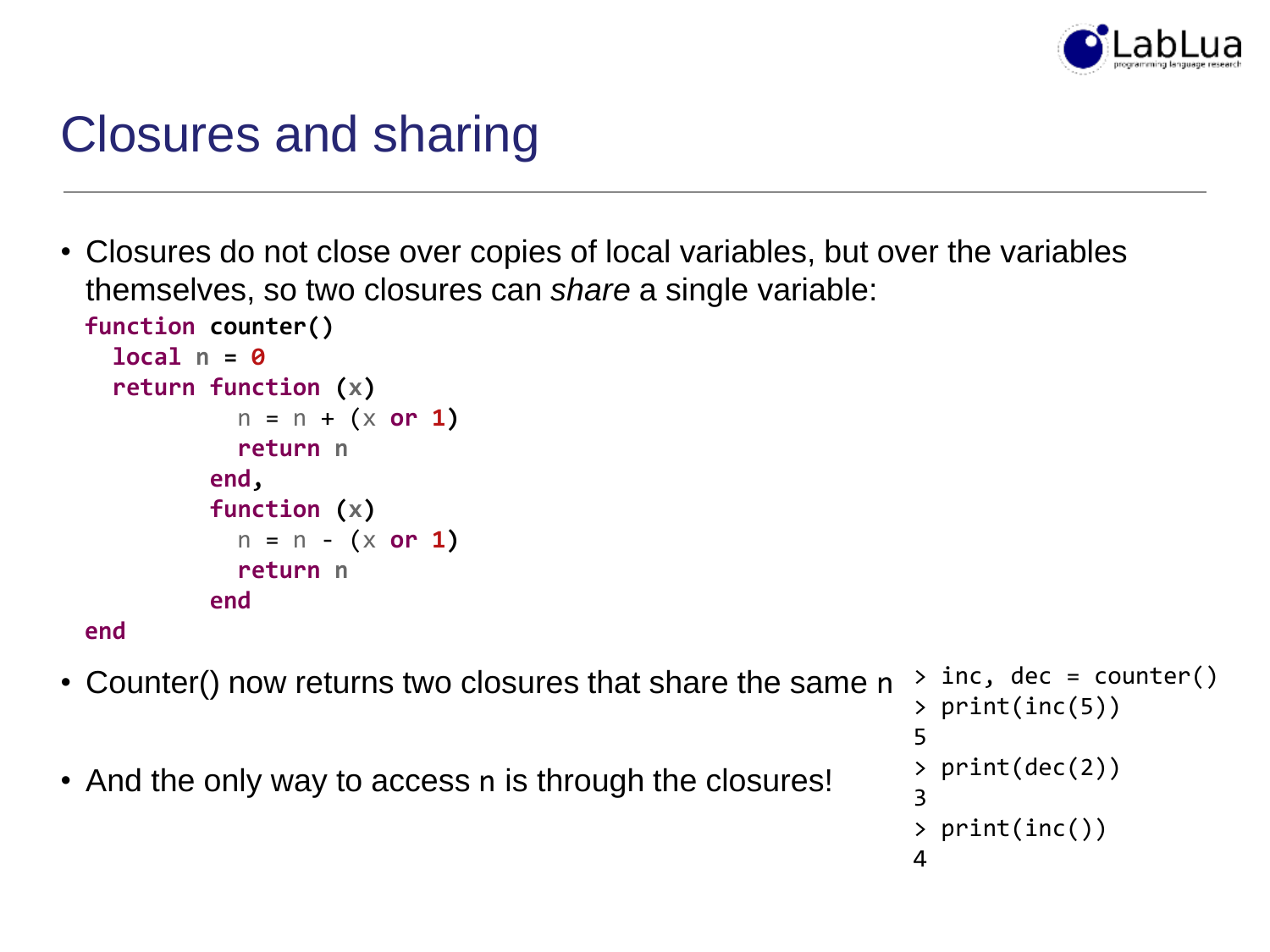# Closures and sharing

- Closures do not close over copies of local variables, but over the variables themselves, so two closures can *share* a single variable:

```
function counter()
  local n = 0
  return function (x)
           n = n + (x or 1)
           return n
         end,
         function (x)
           n = n - (x or 1)
           return n
         end
end
```

- Counter() now returns two closures that share the same n

- And the only way to access n is through the closures!

```
> inc, dec = counter()
> print(inc(5))
5
> print(dec(2))
3
> print(inc())
4
```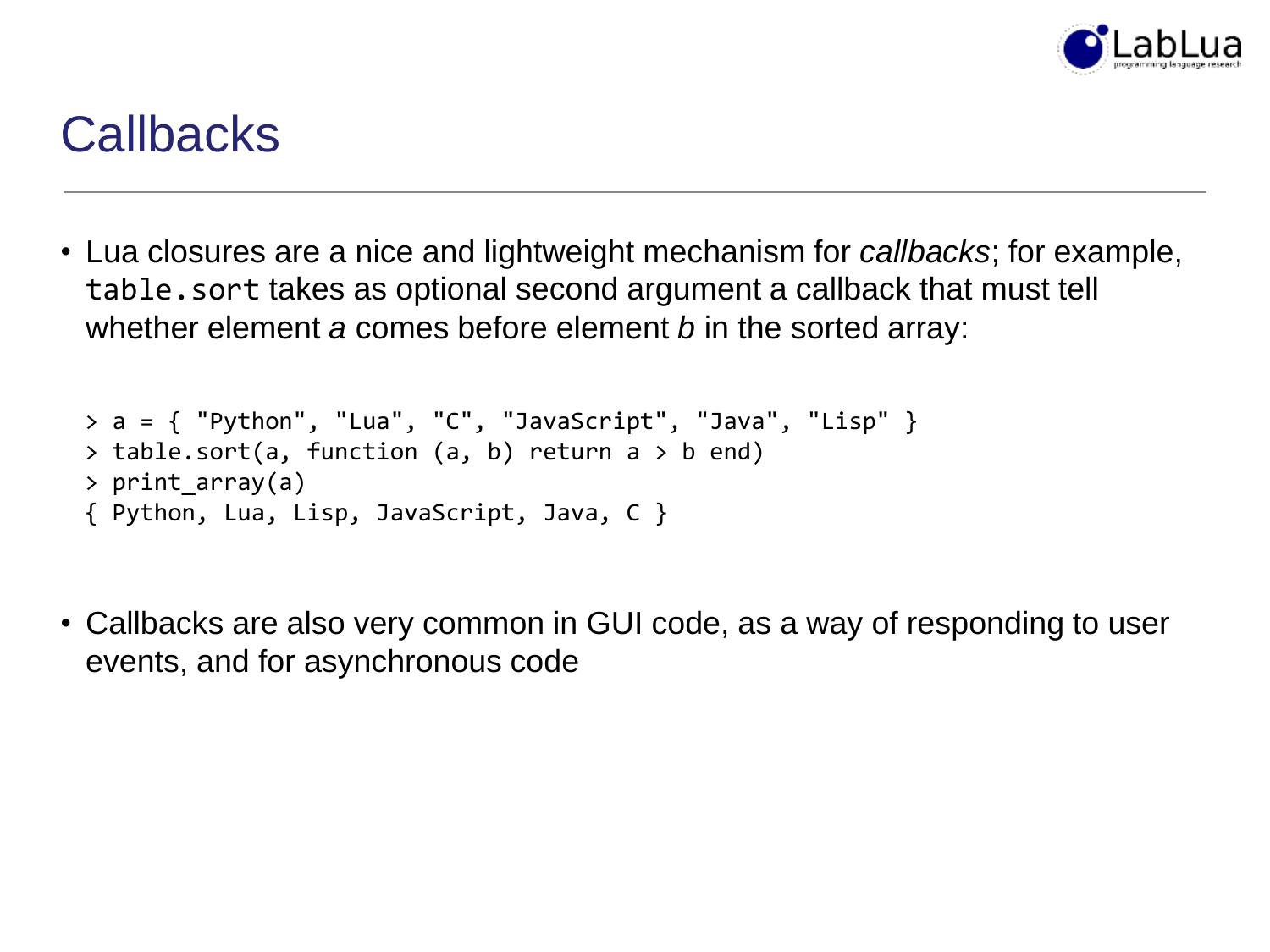# Callbacks

- Lua closures are a nice and lightweight mechanism for *callbacks*; for example, `table.sort` takes as optional second argument a callback that must tell whether element *a* comes before element *b* in the sorted array:

```
> a = { "Python", "Lua", "C", "JavaScript", "Java", "Lisp" }
> table.sort(a, function (a, b) return a > b end)
> print_array(a)
{ Python, Lua, Lisp, JavaScript, Java, C }
```

- Callbacks are also very common in GUI code, as a way of responding to user events, and for asynchronous code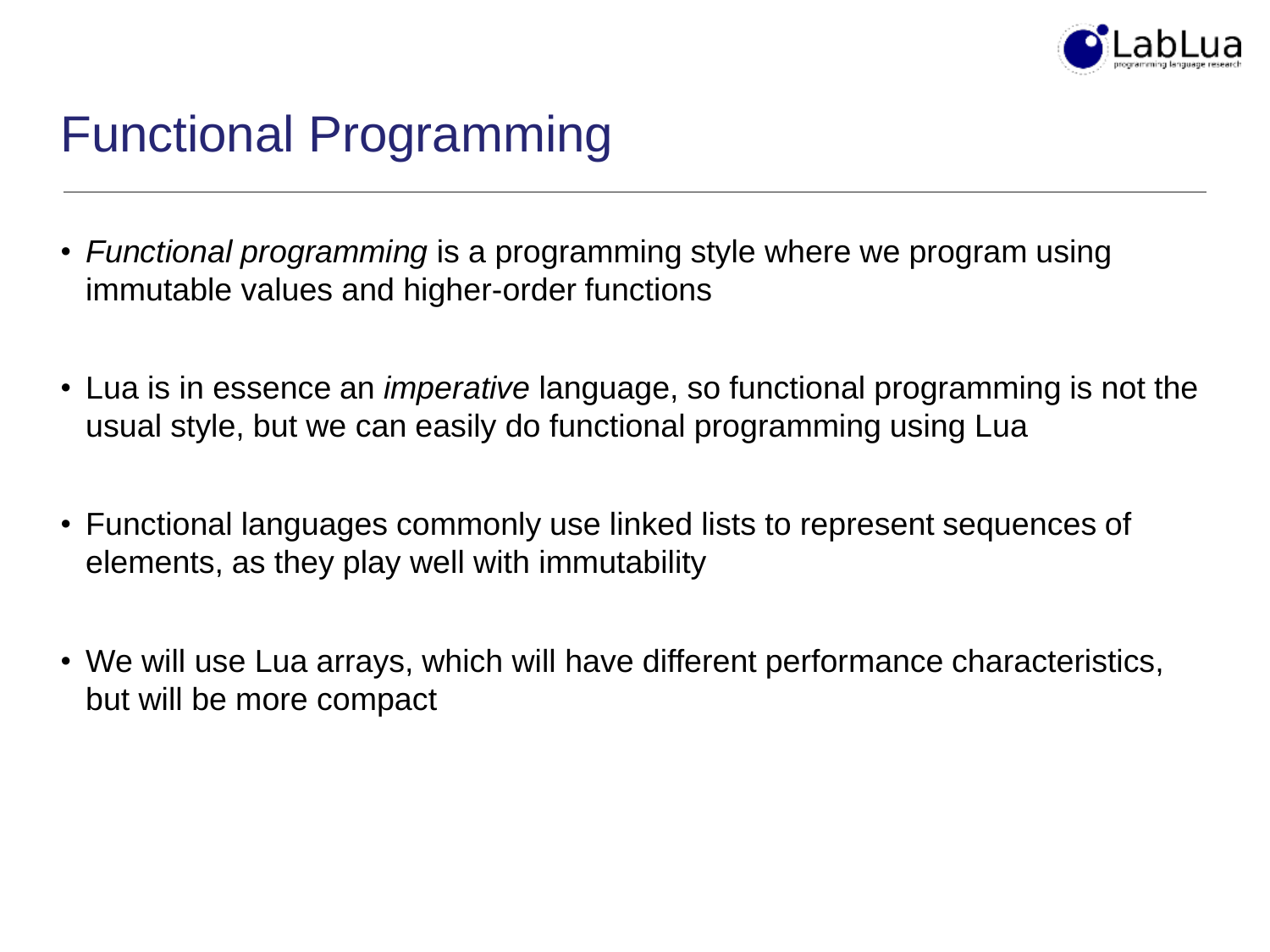# Functional Programming

- *Functional programming* is a programming style where we program using immutable values and higher-order functions

- Lua is in essence an *imperative* language, so functional programming is not the usual style, but we can easily do functional programming using Lua

- Functional languages commonly use linked lists to represent sequences of elements, as they play well with immutability

- We will use Lua arrays, which will have different performance characteristics, but will be more compact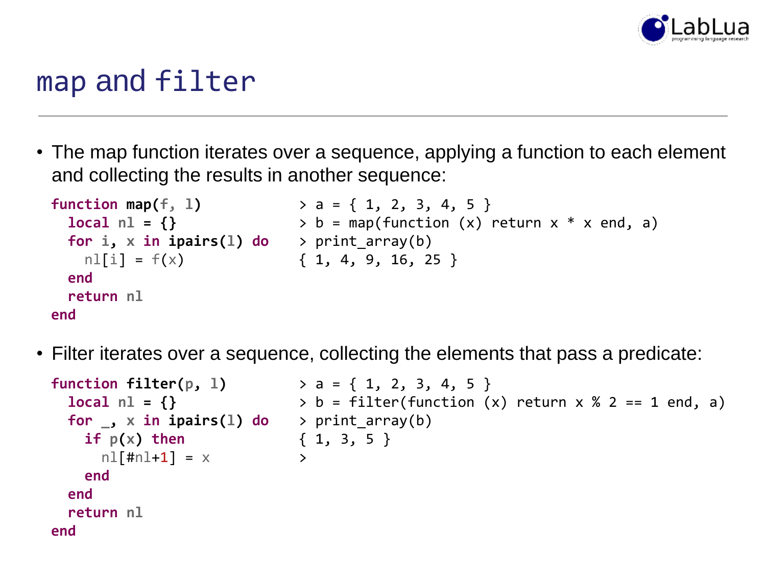# map and filter

- The map function iterates over a sequence, applying a function to each element and collecting the results in another sequence:

```
function map(f, l)
  local nl = {}
  for i, x in ipairs(l) do
    nl[i] = f(x)
  end
  return nl
end
```

```
> a = { 1, 2, 3, 4, 5 }
> b = map(function (x) return x * x end, a)
> print_array(b)
{ 1, 4, 9, 16, 25 }
```

- Filter iterates over a sequence, collecting the elements that pass a predicate:

```
function filter(p, l)
  local nl = {}
  for _, x in ipairs(l) do
    if p(x) then
      nl[#nl+1] = x
    end
  end
  return nl
end
```

```
> a = { 1, 2, 3, 4, 5 }
> b = filter(function (x) return x % 2 == 1 end, a)
> print_array(b)
{ 1, 3, 5 }
>
```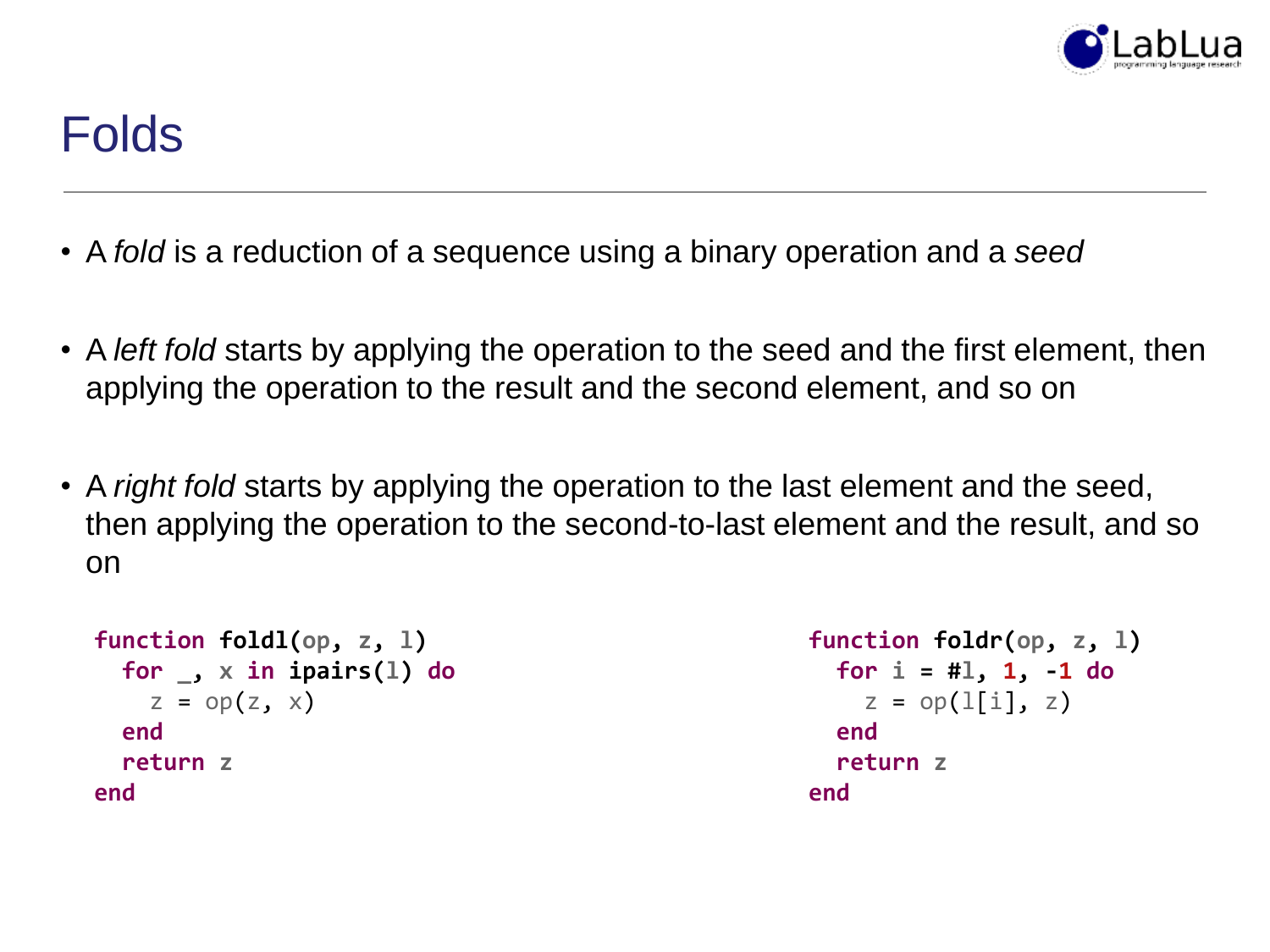# Folds

- A *fold* is a reduction of a sequence using a binary operation and a *seed*
- A *left fold* starts by applying the operation to the seed and the first element, then applying the operation to the result and the second element, and so on
- A *right fold* starts by applying the operation to the last element and the seed, then applying the operation to the second-to-last element and the result, and so on

```lua
function foldl(op, z, l)
  for _, x in ipairs(l) do
    z = op(z, x)
  end
  return z
end
```

```lua
function foldr(op, z, l)
  for i = #l, 1, -1 do
    z = op(l[i], z)
  end
  return z
end
```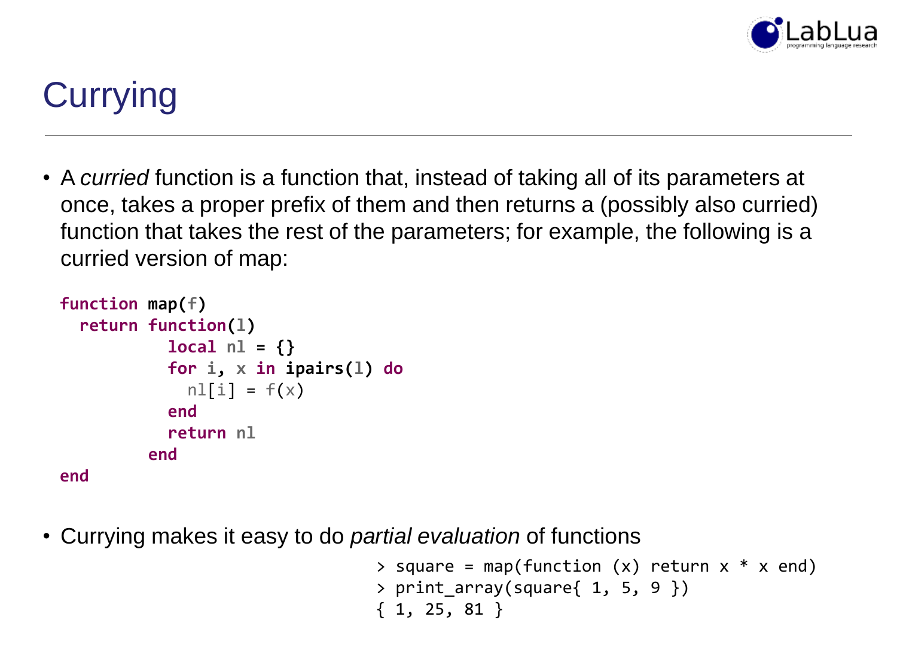# Currying

- A *curried* function is a function that, instead of taking all of its parameters at once, takes a proper prefix of them and then returns a (possibly also curried) function that takes the rest of the parameters; for example, the following is a curried version of map:

```
function map(f)
  return function(l)
           local nl = {}
           for i, x in ipairs(l) do
             nl[i] = f(x)
           end
           return nl
         end
end
```

- Currying makes it easy to do *partial evaluation* of functions

```
> square = map(function (x) return x * x end)
> print_array(square{ 1, 5, 9 })
{ 1, 25, 81 }
```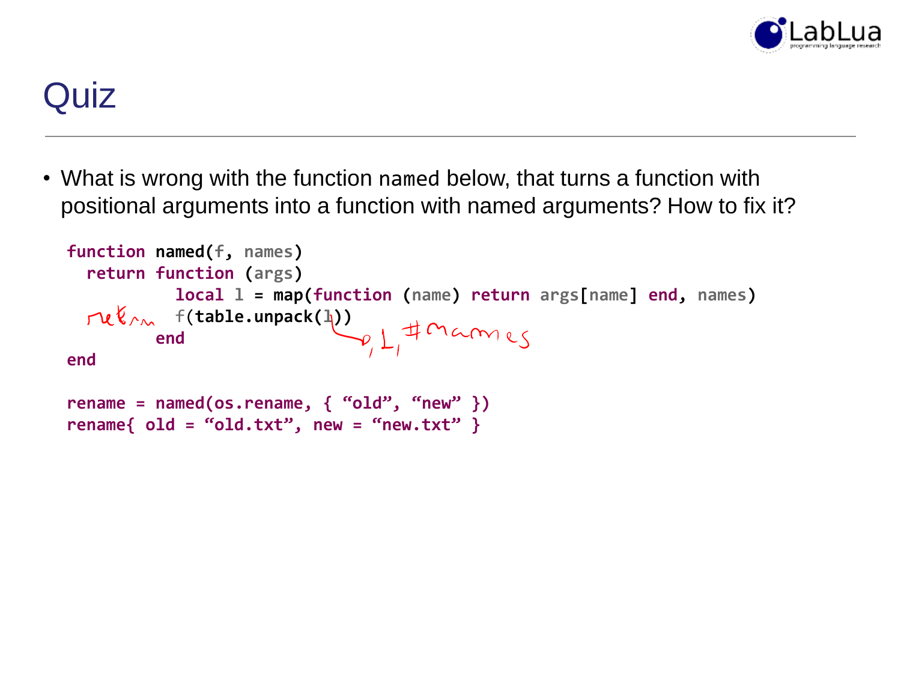# Quiz

- What is wrong with the function `named` below, that turns a function with positional arguments into a function with named arguments? How to fix it?

```
function named(f, names)
  return function (args)
           local l = map(function (name) return args[name] end, names)
  return   f(table.unpack(l))
         end                 ↳ , 1, #names
end

rename = named(os.rename, { “old”, “new” })
rename{ old = “old.txt”, new = “new.txt” }
```